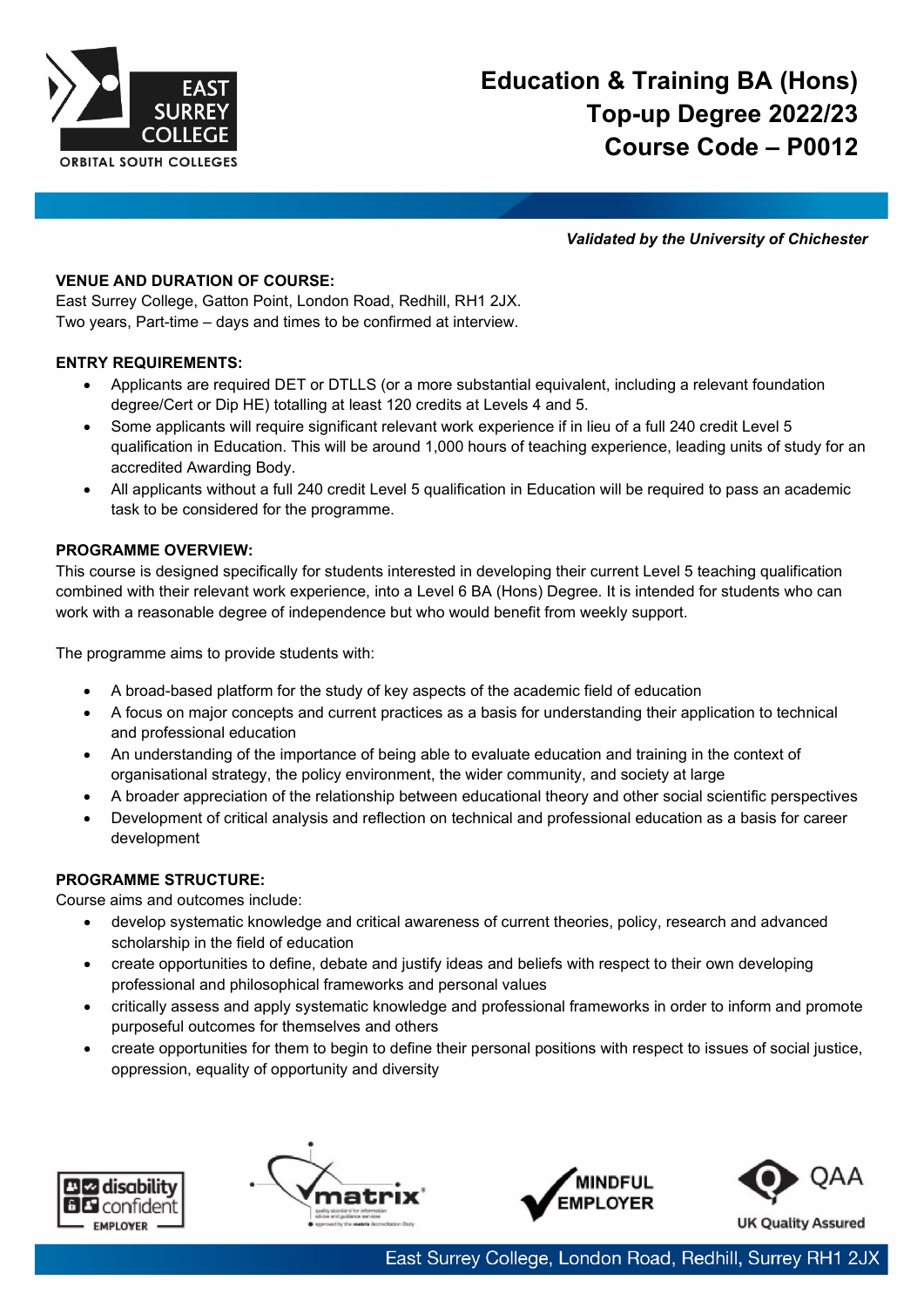# Education & Training BA (Hons) Top-up Degree 2022/23 Course Code – P0012

*Validated by the University of Chichester*

**VENUE AND DURATION OF COURSE:**

East Surrey College, Gatton Point, London Road, Redhill, RH1 2JX.
Two years, Part-time – days and times to be confirmed at interview.

**ENTRY REQUIREMENTS:**

- Applicants are required DET or DTLLS (or a more substantial equivalent, including a relevant foundation degree/Cert or Dip HE) totalling at least 120 credits at Levels 4 and 5.
- Some applicants will require significant relevant work experience if in lieu of a full 240 credit Level 5 qualification in Education. This will be around 1,000 hours of teaching experience, leading units of study for an accredited Awarding Body.
- All applicants without a full 240 credit Level 5 qualification in Education will be required to pass an academic task to be considered for the programme.

**PROGRAMME OVERVIEW:**

This course is designed specifically for students interested in developing their current Level 5 teaching qualification combined with their relevant work experience, into a Level 6 BA (Hons) Degree. It is intended for students who can work with a reasonable degree of independence but who would benefit from weekly support.

The programme aims to provide students with:

- A broad-based platform for the study of key aspects of the academic field of education
- A focus on major concepts and current practices as a basis for understanding their application to technical and professional education
- An understanding of the importance of being able to evaluate education and training in the context of organisational strategy, the policy environment, the wider community, and society at large
- A broader appreciation of the relationship between educational theory and other social scientific perspectives
- Development of critical analysis and reflection on technical and professional education as a basis for career development

**PROGRAMME STRUCTURE:**

Course aims and outcomes include:

- develop systematic knowledge and critical awareness of current theories, policy, research and advanced scholarship in the field of education
- create opportunities to define, debate and justify ideas and beliefs with respect to their own developing professional and philosophical frameworks and personal values
- critically assess and apply systematic knowledge and professional frameworks in order to inform and promote purposeful outcomes for themselves and others
- create opportunities for them to begin to define their personal positions with respect to issues of social justice, oppression, equality of opportunity and diversity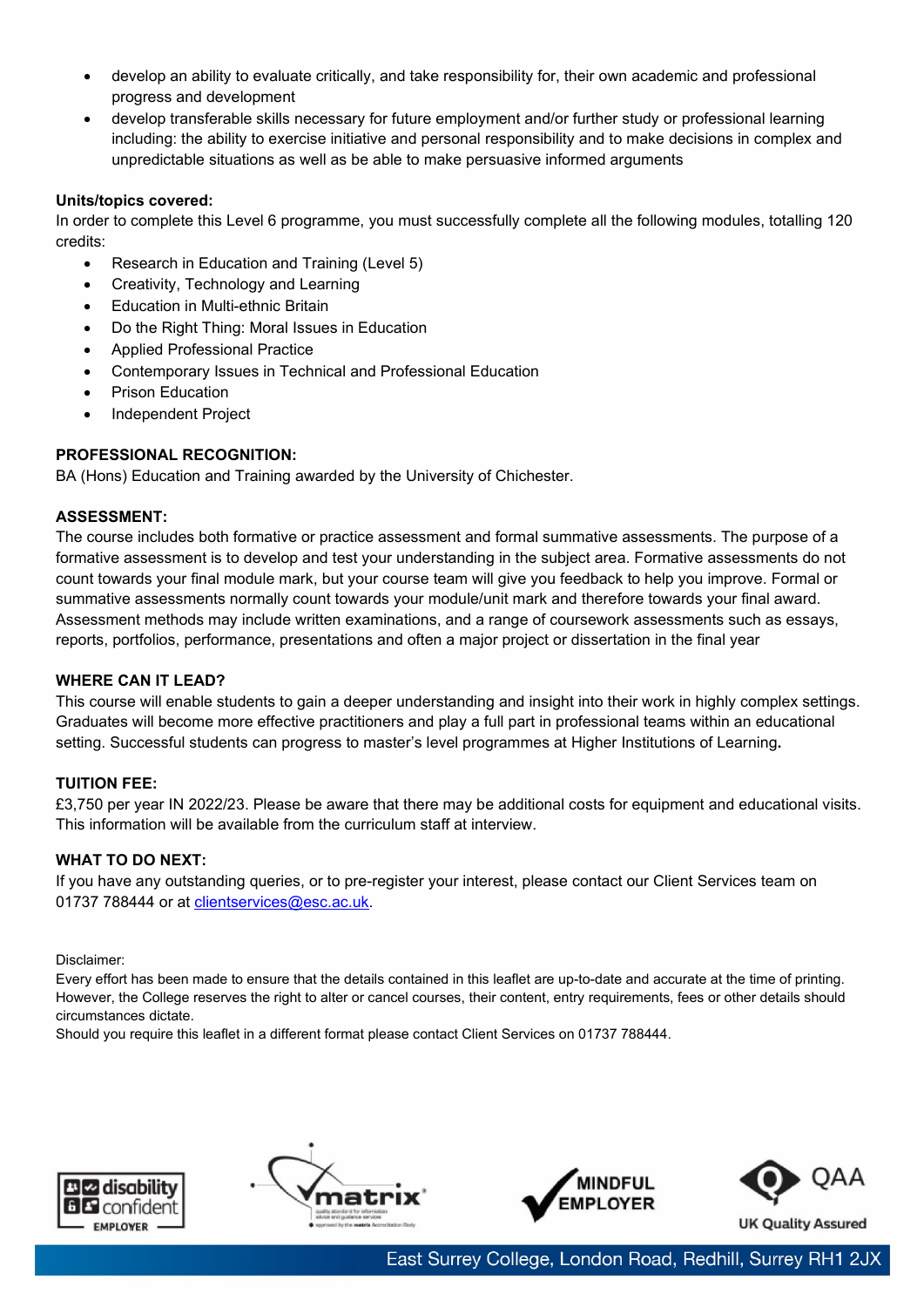- develop an ability to evaluate critically, and take responsibility for, their own academic and professional progress and development
- develop transferable skills necessary for future employment and/or further study or professional learning including: the ability to exercise initiative and personal responsibility and to make decisions in complex and unpredictable situations as well as be able to make persuasive informed arguments

**Units/topics covered:**

In order to complete this Level 6 programme, you must successfully complete all the following modules, totalling 120 credits:

- Research in Education and Training (Level 5)
- Creativity, Technology and Learning
- Education in Multi-ethnic Britain
- Do the Right Thing: Moral Issues in Education
- Applied Professional Practice
- Contemporary Issues in Technical and Professional Education
- Prison Education
- Independent Project

**PROFESSIONAL RECOGNITION:**

BA (Hons) Education and Training awarded by the University of Chichester.

**ASSESSMENT:**

The course includes both formative or practice assessment and formal summative assessments. The purpose of a formative assessment is to develop and test your understanding in the subject area. Formative assessments do not count towards your final module mark, but your course team will give you feedback to help you improve. Formal or summative assessments normally count towards your module/unit mark and therefore towards your final award. Assessment methods may include written examinations, and a range of coursework assessments such as essays, reports, portfolios, performance, presentations and often a major project or dissertation in the final year

**WHERE CAN IT LEAD?**

This course will enable students to gain a deeper understanding and insight into their work in highly complex settings. Graduates will become more effective practitioners and play a full part in professional teams within an educational setting. Successful students can progress to master's level programmes at Higher Institutions of Learning**.**

**TUITION FEE:**

£3,750 per year IN 2022/23. Please be aware that there may be additional costs for equipment and educational visits. This information will be available from the curriculum staff at interview.

**WHAT TO DO NEXT:**

If you have any outstanding queries, or to pre-register your interest, please contact our Client Services team on 01737 788444 or at clientservices@esc.ac.uk.

Disclaimer:

Every effort has been made to ensure that the details contained in this leaflet are up-to-date and accurate at the time of printing. However, the College reserves the right to alter or cancel courses, their content, entry requirements, fees or other details should circumstances dictate.

Should you require this leaflet in a different format please contact Client Services on 01737 788444.

East Surrey College, London Road, Redhill, Surrey RH1 2JX